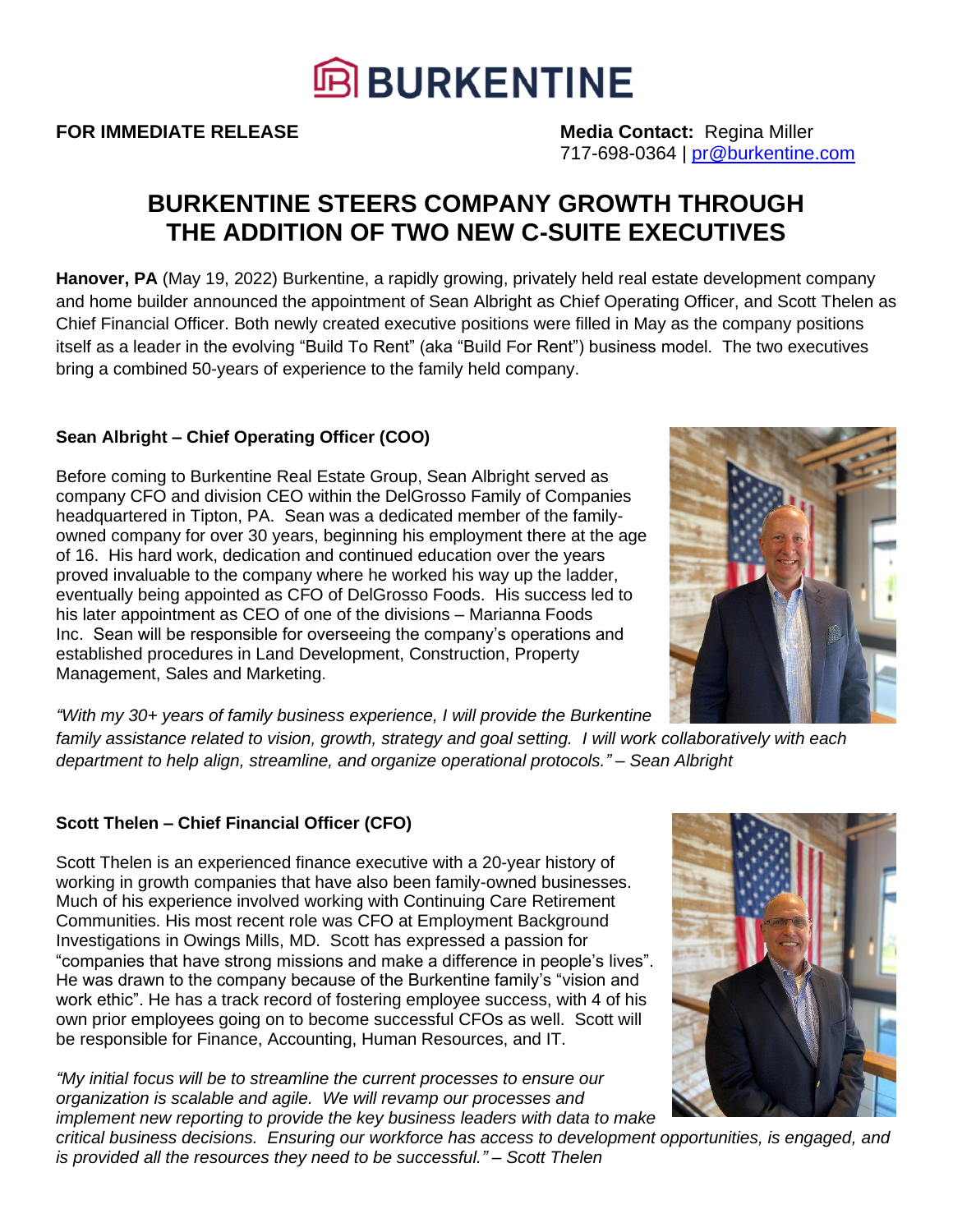# BURKENTINE

**FOR IMMEDIATE RELEASE**

**Media Contact:** Regina Miller
717-698-0364 | pr@burkentine.com

## BURKENTINE STEERS COMPANY GROWTH THROUGH THE ADDITION OF TWO NEW C-SUITE EXECUTIVES

**Hanover, PA** (May 19, 2022) Burkentine, a rapidly growing, privately held real estate development company and home builder announced the appointment of Sean Albright as Chief Operating Officer, and Scott Thelen as Chief Financial Officer. Both newly created executive positions were filled in May as the company positions itself as a leader in the evolving "Build To Rent" (aka "Build For Rent") business model. The two executives bring a combined 50-years of experience to the family held company.

### Sean Albright – Chief Operating Officer (COO)

Before coming to Burkentine Real Estate Group, Sean Albright served as company CFO and division CEO within the DelGrosso Family of Companies headquartered in Tipton, PA. Sean was a dedicated member of the family-owned company for over 30 years, beginning his employment there at the age of 16. His hard work, dedication and continued education over the years proved invaluable to the company where he worked his way up the ladder, eventually being appointed as CFO of DelGrosso Foods. His success led to his later appointment as CEO of one of the divisions – Marianna Foods Inc. Sean will be responsible for overseeing the company's operations and established procedures in Land Development, Construction, Property Management, Sales and Marketing.

*"With my 30+ years of family business experience, I will provide the Burkentine family assistance related to vision, growth, strategy and goal setting. I will work collaboratively with each department to help align, streamline, and organize operational protocols." – Sean Albright*

### Scott Thelen – Chief Financial Officer (CFO)

Scott Thelen is an experienced finance executive with a 20-year history of working in growth companies that have also been family-owned businesses. Much of his experience involved working with Continuing Care Retirement Communities. His most recent role was CFO at Employment Background Investigations in Owings Mills, MD. Scott has expressed a passion for "companies that have strong missions and make a difference in people's lives". He was drawn to the company because of the Burkentine family's "vision and work ethic". He has a track record of fostering employee success, with 4 of his own prior employees going on to become successful CFOs as well. Scott will be responsible for Finance, Accounting, Human Resources, and IT.

*"My initial focus will be to streamline the current processes to ensure our organization is scalable and agile. We will revamp our processes and implement new reporting to provide the key business leaders with data to make critical business decisions. Ensuring our workforce has access to development opportunities, is engaged, and is provided all the resources they need to be successful." – Scott Thelen*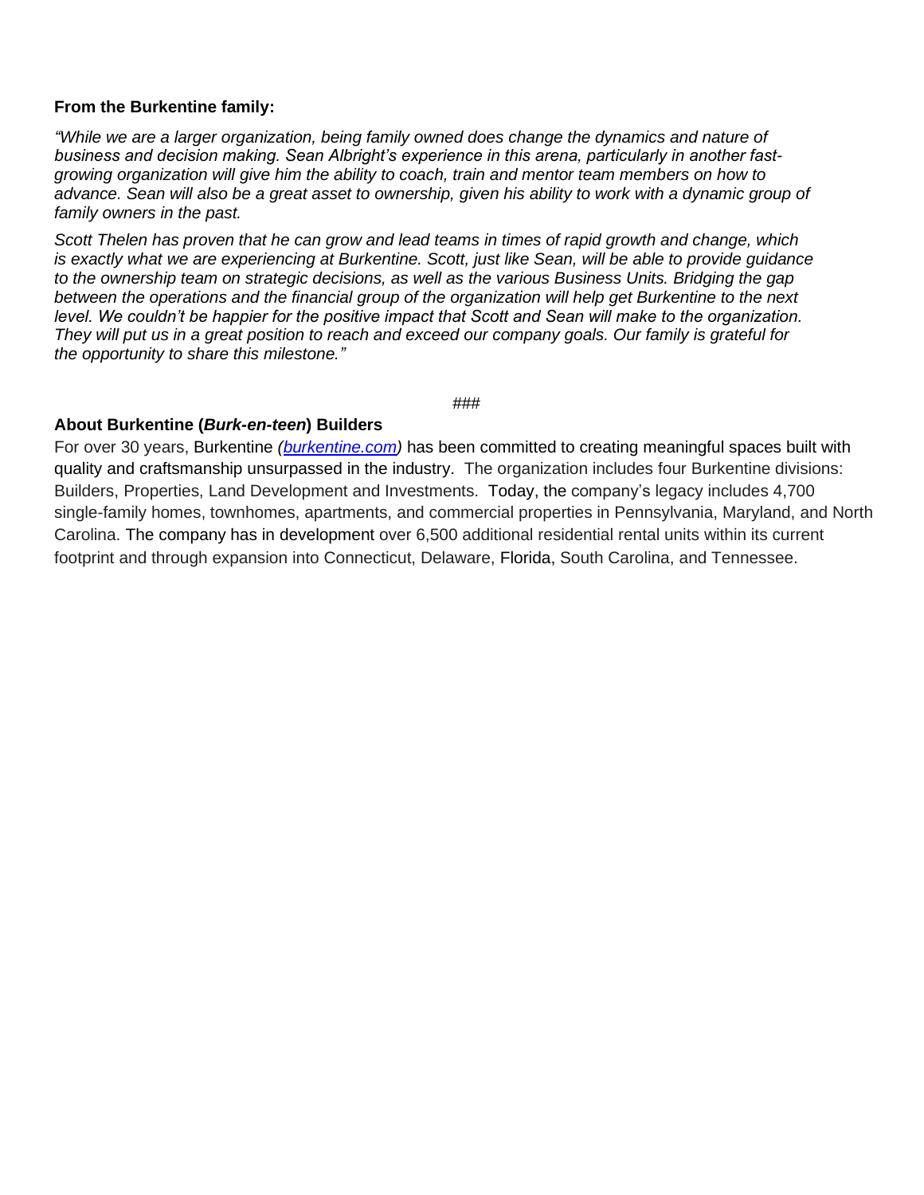**From the Burkentine family:**

*"While we are a larger organization, being family owned does change the dynamics and nature of business and decision making. Sean Albright's experience in this arena, particularly in another fast-growing organization will give him the ability to coach, train and mentor team members on how to advance. Sean will also be a great asset to ownership, given his ability to work with a dynamic group of family owners in the past.*

*Scott Thelen has proven that he can grow and lead teams in times of rapid growth and change, which is exactly what we are experiencing at Burkentine. Scott, just like Sean, will be able to provide guidance to the ownership team on strategic decisions, as well as the various Business Units. Bridging the gap between the operations and the financial group of the organization will help get Burkentine to the next level. We couldn't be happier for the positive impact that Scott and Sean will make to the organization. They will put us in a great position to reach and exceed our company goals. Our family is grateful for the opportunity to share this milestone."*

###

**About Burkentine (*Burk-en-teen*) Builders**

For over 30 years, Burkentine *(burkentine.com)* has been committed to creating meaningful spaces built with quality and craftsmanship unsurpassed in the industry. The organization includes four Burkentine divisions: Builders, Properties, Land Development and Investments. Today, the company's legacy includes 4,700 single-family homes, townhomes, apartments, and commercial properties in Pennsylvania, Maryland, and North Carolina. The company has in development over 6,500 additional residential rental units within its current footprint and through expansion into Connecticut, Delaware, Florida, South Carolina, and Tennessee.